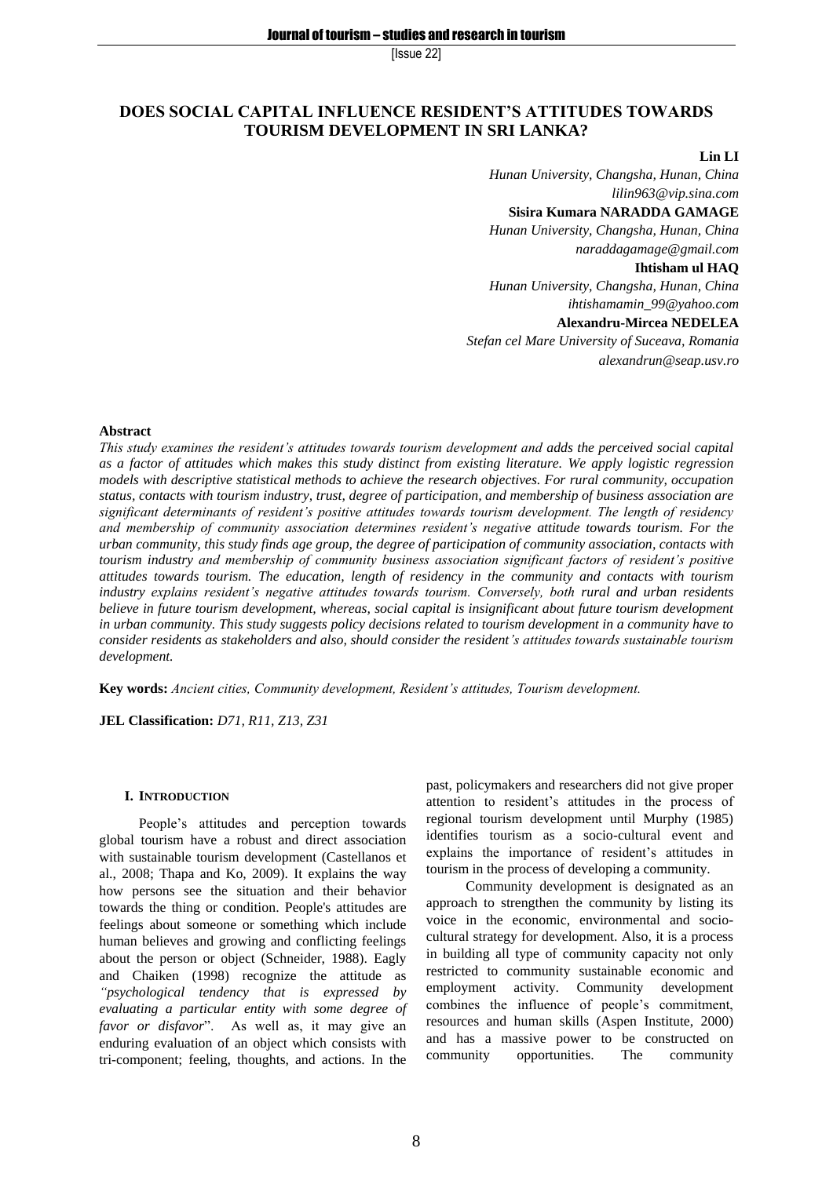# DOES SOCIAL CAPITAL INFLUENCE RESIDENT'S ATTITUDES TOWARDS TOURISM DEVELOPMENT IN SRI LANKA?

**Lin LI**
*Hunan University, Changsha, Hunan, China*
*lilin963@vip.sina.com*

**Sisira Kumara NARADDA GAMAGE**
*Hunan University, Changsha, Hunan, China*
*naraddagamage@gmail.com*

**Ihtisham ul HAQ**
*Hunan University, Changsha, Hunan, China*
*ihtishamamin_99@yahoo.com*

**Alexandru-Mircea NEDELEA**
*Stefan cel Mare University of Suceava, Romania*
*alexandrun@seap.usv.ro*

## Abstract

*This study examines the resident's attitudes towards tourism development and adds the perceived social capital as a factor of attitudes which makes this study distinct from existing literature. We apply logistic regression models with descriptive statistical methods to achieve the research objectives. For rural community, occupation status, contacts with tourism industry, trust, degree of participation, and membership of business association are significant determinants of resident's positive attitudes towards tourism development. The length of residency and membership of community association determines resident's negative attitude towards tourism. For the urban community, this study finds age group, the degree of participation of community association, contacts with tourism industry and membership of community business association significant factors of resident's positive attitudes towards tourism. The education, length of residency in the community and contacts with tourism industry explains resident's negative attitudes towards tourism. Conversely, both rural and urban residents believe in future tourism development, whereas, social capital is insignificant about future tourism development in urban community. This study suggests policy decisions related to tourism development in a community have to consider residents as stakeholders and also, should consider the resident's attitudes towards sustainable tourism development.*

**Key words:** *Ancient cities, Community development, Resident's attitudes, Tourism development.*

**JEL Classification:** *D71, R11, Z13, Z31*

## I. INTRODUCTION

People's attitudes and perception towards global tourism have a robust and direct association with sustainable tourism development (Castellanos et al., 2008; Thapa and Ko, 2009). It explains the way how persons see the situation and their behavior towards the thing or condition. People's attitudes are feelings about someone or something which include human believes and growing and conflicting feelings about the person or object (Schneider, 1988). Eagly and Chaiken (1998) recognize the attitude as *"psychological tendency that is expressed by evaluating a particular entity with some degree of favor or disfavor"*. As well as, it may give an enduring evaluation of an object which consists with tri-component; feeling, thoughts, and actions. In the past, policymakers and researchers did not give proper attention to resident's attitudes in the process of regional tourism development until Murphy (1985) identifies tourism as a socio-cultural event and explains the importance of resident's attitudes in tourism in the process of developing a community.

Community development is designated as an approach to strengthen the community by listing its voice in the economic, environmental and socio-cultural strategy for development. Also, it is a process in building all type of community capacity not only restricted to community sustainable economic and employment activity. Community development combines the influence of people's commitment, resources and human skills (Aspen Institute, 2000) and has a massive power to be constructed on community opportunities. The community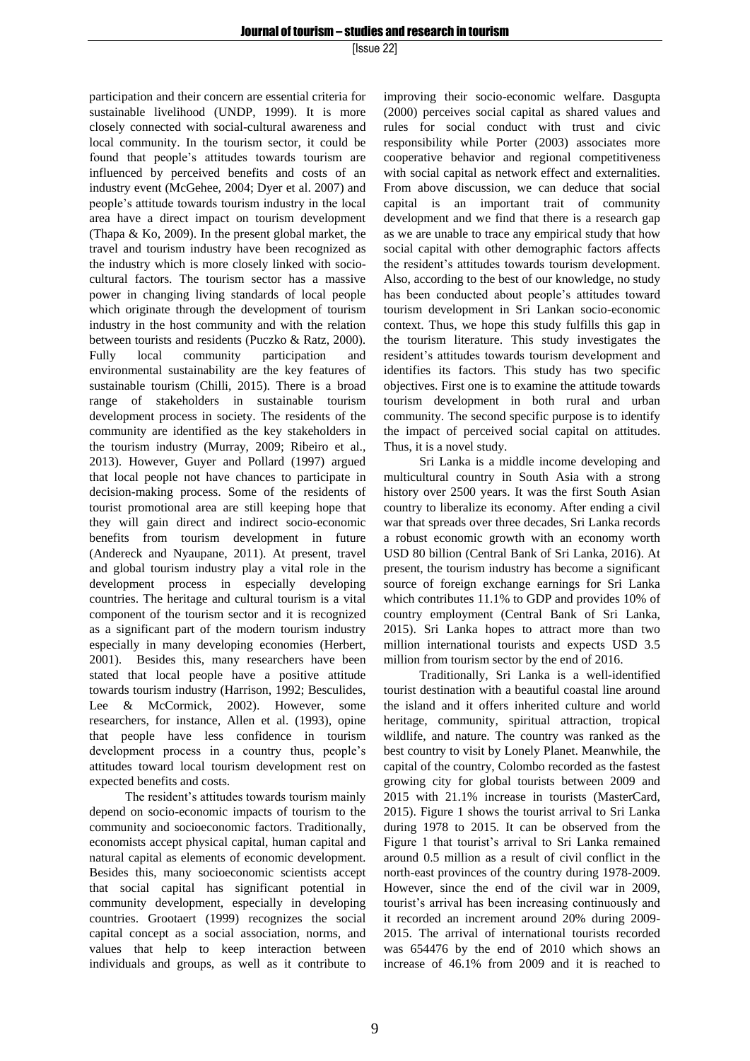participation and their concern are essential criteria for sustainable livelihood (UNDP, 1999). It is more closely connected with social-cultural awareness and local community. In the tourism sector, it could be found that people's attitudes towards tourism are influenced by perceived benefits and costs of an industry event (McGehee, 2004; Dyer et al. 2007) and people's attitude towards tourism industry in the local area have a direct impact on tourism development (Thapa & Ko, 2009). In the present global market, the travel and tourism industry have been recognized as the industry which is more closely linked with socio-cultural factors. The tourism sector has a massive power in changing living standards of local people which originate through the development of tourism industry in the host community and with the relation between tourists and residents (Puczko & Ratz, 2000). Fully local community participation and environmental sustainability are the key features of sustainable tourism (Chilli, 2015). There is a broad range of stakeholders in sustainable tourism development process in society. The residents of the community are identified as the key stakeholders in the tourism industry (Murray, 2009; Ribeiro et al., 2013). However, Guyer and Pollard (1997) argued that local people not have chances to participate in decision-making process. Some of the residents of tourist promotional area are still keeping hope that they will gain direct and indirect socio-economic benefits from tourism development in future (Andereck and Nyaupane, 2011). At present, travel and global tourism industry play a vital role in the development process in especially developing countries. The heritage and cultural tourism is a vital component of the tourism sector and it is recognized as a significant part of the modern tourism industry especially in many developing economies (Herbert, 2001). Besides this, many researchers have been stated that local people have a positive attitude towards tourism industry (Harrison, 1992; Besculides, Lee & McCormick, 2002). However, some researchers, for instance, Allen et al. (1993), opine that people have less confidence in tourism development process in a country thus, people's attitudes toward local tourism development rest on expected benefits and costs.

The resident's attitudes towards tourism mainly depend on socio-economic impacts of tourism to the community and socioeconomic factors. Traditionally, economists accept physical capital, human capital and natural capital as elements of economic development. Besides this, many socioeconomic scientists accept that social capital has significant potential in community development, especially in developing countries. Grootaert (1999) recognizes the social capital concept as a social association, norms, and values that help to keep interaction between individuals and groups, as well as it contribute to improving their socio-economic welfare. Dasgupta (2000) perceives social capital as shared values and rules for social conduct with trust and civic responsibility while Porter (2003) associates more cooperative behavior and regional competitiveness with social capital as network effect and externalities. From above discussion, we can deduce that social capital is an important trait of community development and we find that there is a research gap as we are unable to trace any empirical study that how social capital with other demographic factors affects the resident's attitudes towards tourism development. Also, according to the best of our knowledge, no study has been conducted about people's attitudes toward tourism development in Sri Lankan socio-economic context. Thus, we hope this study fulfills this gap in the tourism literature. This study investigates the resident's attitudes towards tourism development and identifies its factors. This study has two specific objectives. First one is to examine the attitude towards tourism development in both rural and urban community. The second specific purpose is to identify the impact of perceived social capital on attitudes. Thus, it is a novel study.

Sri Lanka is a middle income developing and multicultural country in South Asia with a strong history over 2500 years. It was the first South Asian country to liberalize its economy. After ending a civil war that spreads over three decades, Sri Lanka records a robust economic growth with an economy worth USD 80 billion (Central Bank of Sri Lanka, 2016). At present, the tourism industry has become a significant source of foreign exchange earnings for Sri Lanka which contributes 11.1% to GDP and provides 10% of country employment (Central Bank of Sri Lanka, 2015). Sri Lanka hopes to attract more than two million international tourists and expects USD 3.5 million from tourism sector by the end of 2016.

Traditionally, Sri Lanka is a well-identified tourist destination with a beautiful coastal line around the island and it offers inherited culture and world heritage, community, spiritual attraction, tropical wildlife, and nature. The country was ranked as the best country to visit by Lonely Planet. Meanwhile, the capital of the country, Colombo recorded as the fastest growing city for global tourists between 2009 and 2015 with 21.1% increase in tourists (MasterCard, 2015). Figure 1 shows the tourist arrival to Sri Lanka during 1978 to 2015. It can be observed from the Figure 1 that tourist's arrival to Sri Lanka remained around 0.5 million as a result of civil conflict in the north-east provinces of the country during 1978-2009. However, since the end of the civil war in 2009, tourist's arrival has been increasing continuously and it recorded an increment around 20% during 2009-2015. The arrival of international tourists recorded was 654476 by the end of 2010 which shows an increase of 46.1% from 2009 and it is reached to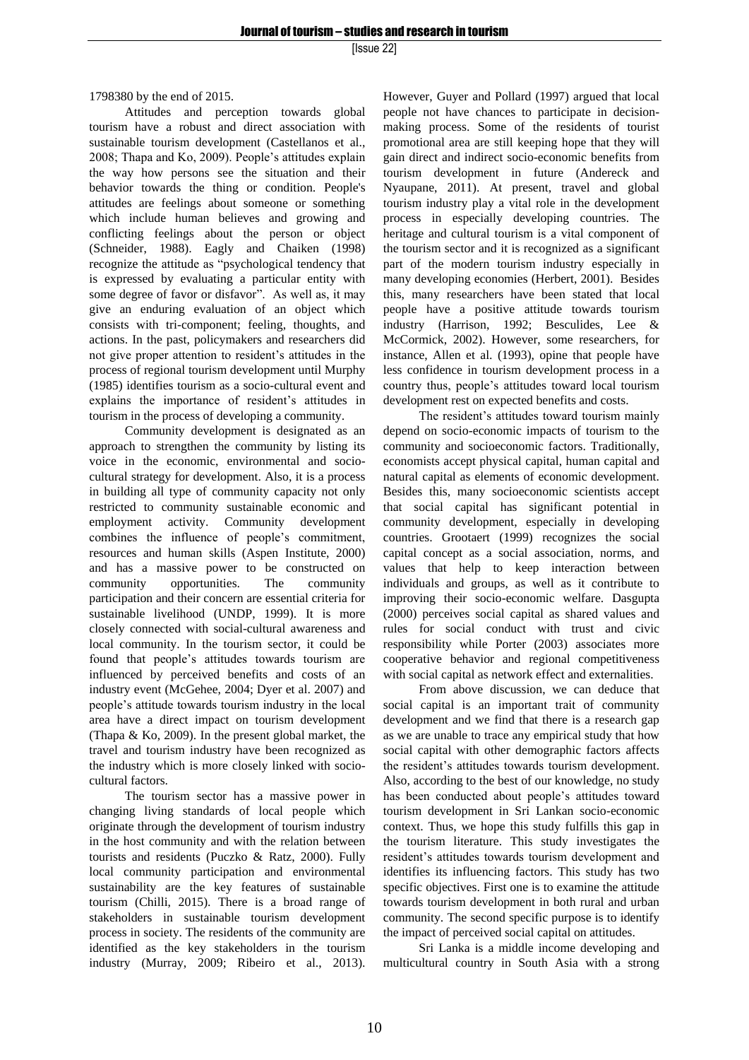1798380 by the end of 2015.

Attitudes and perception towards global tourism have a robust and direct association with sustainable tourism development (Castellanos et al., 2008; Thapa and Ko, 2009). People's attitudes explain the way how persons see the situation and their behavior towards the thing or condition. People's attitudes are feelings about someone or something which include human believes and growing and conflicting feelings about the person or object (Schneider, 1988). Eagly and Chaiken (1998) recognize the attitude as "psychological tendency that is expressed by evaluating a particular entity with some degree of favor or disfavor". As well as, it may give an enduring evaluation of an object which consists with tri-component; feeling, thoughts, and actions. In the past, policymakers and researchers did not give proper attention to resident's attitudes in the process of regional tourism development until Murphy (1985) identifies tourism as a socio-cultural event and explains the importance of resident's attitudes in tourism in the process of developing a community.

Community development is designated as an approach to strengthen the community by listing its voice in the economic, environmental and socio-cultural strategy for development. Also, it is a process in building all type of community capacity not only restricted to community sustainable economic and employment activity. Community development combines the influence of people's commitment, resources and human skills (Aspen Institute, 2000) and has a massive power to be constructed on community opportunities. The community participation and their concern are essential criteria for sustainable livelihood (UNDP, 1999). It is more closely connected with social-cultural awareness and local community. In the tourism sector, it could be found that people's attitudes towards tourism are influenced by perceived benefits and costs of an industry event (McGehee, 2004; Dyer et al. 2007) and people's attitude towards tourism industry in the local area have a direct impact on tourism development (Thapa & Ko, 2009). In the present global market, the travel and tourism industry have been recognized as the industry which is more closely linked with socio-cultural factors.

The tourism sector has a massive power in changing living standards of local people which originate through the development of tourism industry in the host community and with the relation between tourists and residents (Puczko & Ratz, 2000). Fully local community participation and environmental sustainability are the key features of sustainable tourism (Chilli, 2015). There is a broad range of stakeholders in sustainable tourism development process in society. The residents of the community are identified as the key stakeholders in the tourism industry (Murray, 2009; Ribeiro et al., 2013). However, Guyer and Pollard (1997) argued that local people not have chances to participate in decision-making process. Some of the residents of tourist promotional area are still keeping hope that they will gain direct and indirect socio-economic benefits from tourism development in future (Andereck and Nyaupane, 2011). At present, travel and global tourism industry play a vital role in the development process in especially developing countries. The heritage and cultural tourism is a vital component of the tourism sector and it is recognized as a significant part of the modern tourism industry especially in many developing economies (Herbert, 2001). Besides this, many researchers have been stated that local people have a positive attitude towards tourism industry (Harrison, 1992; Besculides, Lee & McCormick, 2002). However, some researchers, for instance, Allen et al. (1993), opine that people have less confidence in tourism development process in a country thus, people's attitudes toward local tourism development rest on expected benefits and costs.

The resident's attitudes toward tourism mainly depend on socio-economic impacts of tourism to the community and socioeconomic factors. Traditionally, economists accept physical capital, human capital and natural capital as elements of economic development. Besides this, many socioeconomic scientists accept that social capital has significant potential in community development, especially in developing countries. Grootaert (1999) recognizes the social capital concept as a social association, norms, and values that help to keep interaction between individuals and groups, as well as it contribute to improving their socio-economic welfare. Dasgupta (2000) perceives social capital as shared values and rules for social conduct with trust and civic responsibility while Porter (2003) associates more cooperative behavior and regional competitiveness with social capital as network effect and externalities.

From above discussion, we can deduce that social capital is an important trait of community development and we find that there is a research gap as we are unable to trace any empirical study that how social capital with other demographic factors affects the resident's attitudes towards tourism development. Also, according to the best of our knowledge, no study has been conducted about people's attitudes toward tourism development in Sri Lankan socio-economic context. Thus, we hope this study fulfills this gap in the tourism literature. This study investigates the resident's attitudes towards tourism development and identifies its influencing factors. This study has two specific objectives. First one is to examine the attitude towards tourism development in both rural and urban community. The second specific purpose is to identify the impact of perceived social capital on attitudes.

Sri Lanka is a middle income developing and multicultural country in South Asia with a strong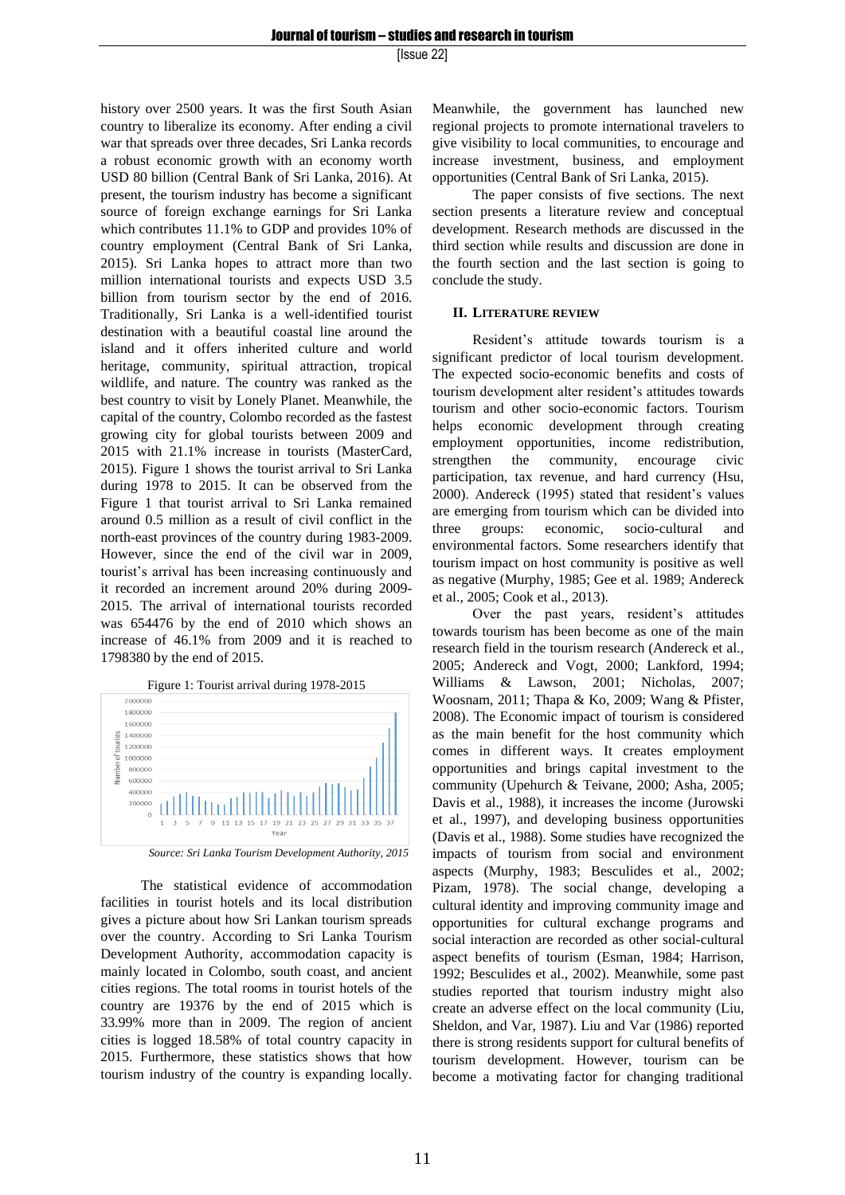history over 2500 years. It was the first South Asian country to liberalize its economy. After ending a civil war that spreads over three decades, Sri Lanka records a robust economic growth with an economy worth USD 80 billion (Central Bank of Sri Lanka, 2016). At present, the tourism industry has become a significant source of foreign exchange earnings for Sri Lanka which contributes 11.1% to GDP and provides 10% of country employment (Central Bank of Sri Lanka, 2015). Sri Lanka hopes to attract more than two million international tourists and expects USD 3.5 billion from tourism sector by the end of 2016. Traditionally, Sri Lanka is a well-identified tourist destination with a beautiful coastal line around the island and it offers inherited culture and world heritage, community, spiritual attraction, tropical wildlife, and nature. The country was ranked as the best country to visit by Lonely Planet. Meanwhile, the capital of the country, Colombo recorded as the fastest growing city for global tourists between 2009 and 2015 with 21.1% increase in tourists (MasterCard, 2015). Figure 1 shows the tourist arrival to Sri Lanka during 1978 to 2015. It can be observed from the Figure 1 that tourist arrival to Sri Lanka remained around 0.5 million as a result of civil conflict in the north-east provinces of the country during 1983-2009. However, since the end of the civil war in 2009, tourist's arrival has been increasing continuously and it recorded an increment around 20% during 2009-2015. The arrival of international tourists recorded was 654476 by the end of 2010 which shows an increase of 46.1% from 2009 and it is reached to 1798380 by the end of 2015.

Figure 1: Tourist arrival during 1978-2015

*Source: Sri Lanka Tourism Development Authority, 2015*

The statistical evidence of accommodation facilities in tourist hotels and its local distribution gives a picture about how Sri Lankan tourism spreads over the country. According to Sri Lanka Tourism Development Authority, accommodation capacity is mainly located in Colombo, south coast, and ancient cities regions. The total rooms in tourist hotels of the country are 19376 by the end of 2015 which is 33.99% more than in 2009. The region of ancient cities is logged 18.58% of total country capacity in 2015. Furthermore, these statistics shows that how tourism industry of the country is expanding locally. Meanwhile, the government has launched new regional projects to promote international travelers to give visibility to local communities, to encourage and increase investment, business, and employment opportunities (Central Bank of Sri Lanka, 2015).

The paper consists of five sections. The next section presents a literature review and conceptual development. Research methods are discussed in the third section while results and discussion are done in the fourth section and the last section is going to conclude the study.

## II. Literature review

Resident's attitude towards tourism is a significant predictor of local tourism development. The expected socio-economic benefits and costs of tourism development alter resident's attitudes towards tourism and other socio-economic factors. Tourism helps economic development through creating employment opportunities, income redistribution, strengthen the community, encourage civic participation, tax revenue, and hard currency (Hsu, 2000). Andereck (1995) stated that resident's values are emerging from tourism which can be divided into three groups: economic, socio-cultural and environmental factors. Some researchers identify that tourism impact on host community is positive as well as negative (Murphy, 1985; Gee et al. 1989; Andereck et al., 2005; Cook et al., 2013).

Over the past years, resident's attitudes towards tourism has been become as one of the main research field in the tourism research (Andereck et al., 2005; Andereck and Vogt, 2000; Lankford, 1994; Williams & Lawson, 2001; Nicholas, 2007; Woosnam, 2011; Thapa & Ko, 2009; Wang & Pfister, 2008). The Economic impact of tourism is considered as the main benefit for the host community which comes in different ways. It creates employment opportunities and brings capital investment to the community (Upehurch & Teivane, 2000; Asha, 2005; Davis et al., 1988), it increases the income (Jurowski et al., 1997), and developing business opportunities (Davis et al., 1988). Some studies have recognized the impacts of tourism from social and environment aspects (Murphy, 1983; Besculides et al., 2002; Pizam, 1978). The social change, developing a cultural identity and improving community image and opportunities for cultural exchange programs and social interaction are recorded as other social-cultural aspect benefits of tourism (Esman, 1984; Harrison, 1992; Besculides et al., 2002). Meanwhile, some past studies reported that tourism industry might also create an adverse effect on the local community (Liu, Sheldon, and Var, 1987). Liu and Var (1986) reported there is strong residents support for cultural benefits of tourism development. However, tourism can be become a motivating factor for changing traditional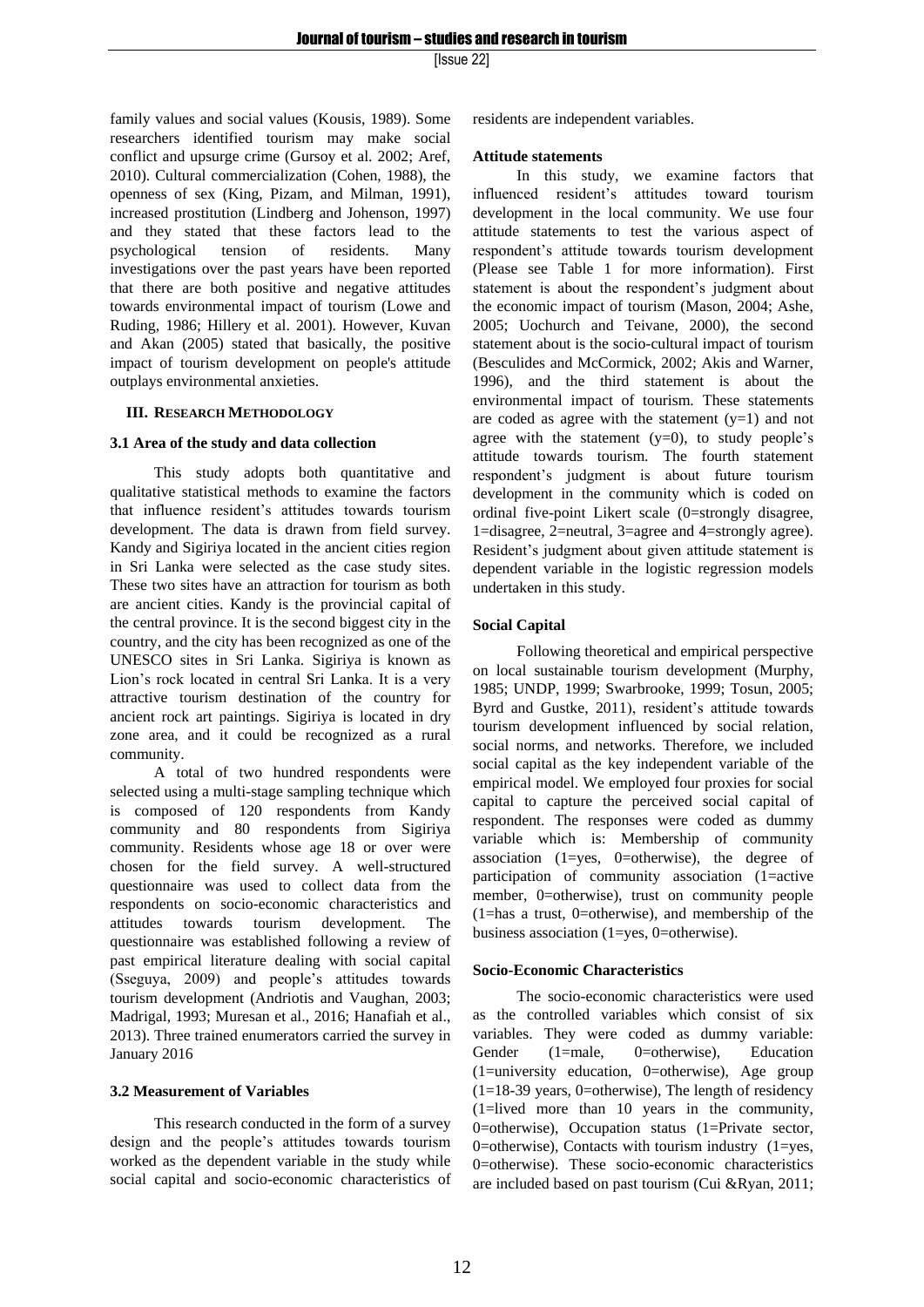family values and social values (Kousis, 1989). Some researchers identified tourism may make social conflict and upsurge crime (Gursoy et al. 2002; Aref, 2010). Cultural commercialization (Cohen, 1988), the openness of sex (King, Pizam, and Milman, 1991), increased prostitution (Lindberg and Johenson, 1997) and they stated that these factors lead to the psychological tension of residents. Many investigations over the past years have been reported that there are both positive and negative attitudes towards environmental impact of tourism (Lowe and Ruding, 1986; Hillery et al. 2001). However, Kuvan and Akan (2005) stated that basically, the positive impact of tourism development on people's attitude outplays environmental anxieties.

## III. Research Methodology

### 3.1 Area of the study and data collection

This study adopts both quantitative and qualitative statistical methods to examine the factors that influence resident's attitudes towards tourism development. The data is drawn from field survey. Kandy and Sigiriya located in the ancient cities region in Sri Lanka were selected as the case study sites. These two sites have an attraction for tourism as both are ancient cities. Kandy is the provincial capital of the central province. It is the second biggest city in the country, and the city has been recognized as one of the UNESCO sites in Sri Lanka. Sigiriya is known as Lion's rock located in central Sri Lanka. It is a very attractive tourism destination of the country for ancient rock art paintings. Sigiriya is located in dry zone area, and it could be recognized as a rural community.

A total of two hundred respondents were selected using a multi-stage sampling technique which is composed of 120 respondents from Kandy community and 80 respondents from Sigiriya community. Residents whose age 18 or over were chosen for the field survey. A well-structured questionnaire was used to collect data from the respondents on socio-economic characteristics and attitudes towards tourism development. The questionnaire was established following a review of past empirical literature dealing with social capital (Sseguya, 2009) and people's attitudes towards tourism development (Andriotis and Vaughan, 2003; Madrigal, 1993; Muresan et al., 2016; Hanafiah et al., 2013). Three trained enumerators carried the survey in January 2016

### 3.2 Measurement of Variables

This research conducted in the form of a survey design and the people's attitudes towards tourism worked as the dependent variable in the study while social capital and socio-economic characteristics of residents are independent variables.

**Attitude statements**

In this study, we examine factors that influenced resident's attitudes toward tourism development in the local community. We use four attitude statements to test the various aspect of respondent's attitude towards tourism development (Please see Table 1 for more information). First statement is about the respondent's judgment about the economic impact of tourism (Mason, 2004; Ashe, 2005; Uochurch and Teivane, 2000), the second statement about is the socio-cultural impact of tourism (Besculides and McCormick, 2002; Akis and Warner, 1996), and the third statement is about the environmental impact of tourism. These statements are coded as agree with the statement ($y=1$) and not agree with the statement ($y=0$), to study people's attitude towards tourism. The fourth statement respondent's judgment is about future tourism development in the community which is coded on ordinal five-point Likert scale (0=strongly disagree, 1=disagree, 2=neutral, 3=agree and 4=strongly agree). Resident's judgment about given attitude statement is dependent variable in the logistic regression models undertaken in this study.

**Social Capital**

Following theoretical and empirical perspective on local sustainable tourism development (Murphy, 1985; UNDP, 1999; Swarbrooke, 1999; Tosun, 2005; Byrd and Gustke, 2011), resident's attitude towards tourism development influenced by social relation, social norms, and networks. Therefore, we included social capital as the key independent variable of the empirical model. We employed four proxies for social capital to capture the perceived social capital of respondent. The responses were coded as dummy variable which is: Membership of community association (1=yes, 0=otherwise), the degree of participation of community association (1=active member, 0=otherwise), trust on community people (1=has a trust, 0=otherwise), and membership of the business association (1=yes, 0=otherwise).

**Socio-Economic Characteristics**

The socio-economic characteristics were used as the controlled variables which consist of six variables. They were coded as dummy variable: Gender (1=male, 0=otherwise), Education (1=university education, 0=otherwise), Age group (1=18-39 years, 0=otherwise), The length of residency (1=lived more than 10 years in the community, 0=otherwise), Occupation status (1=Private sector, 0=otherwise), Contacts with tourism industry (1=yes, 0=otherwise). These socio-economic characteristics are included based on past tourism (Cui &Ryan, 2011;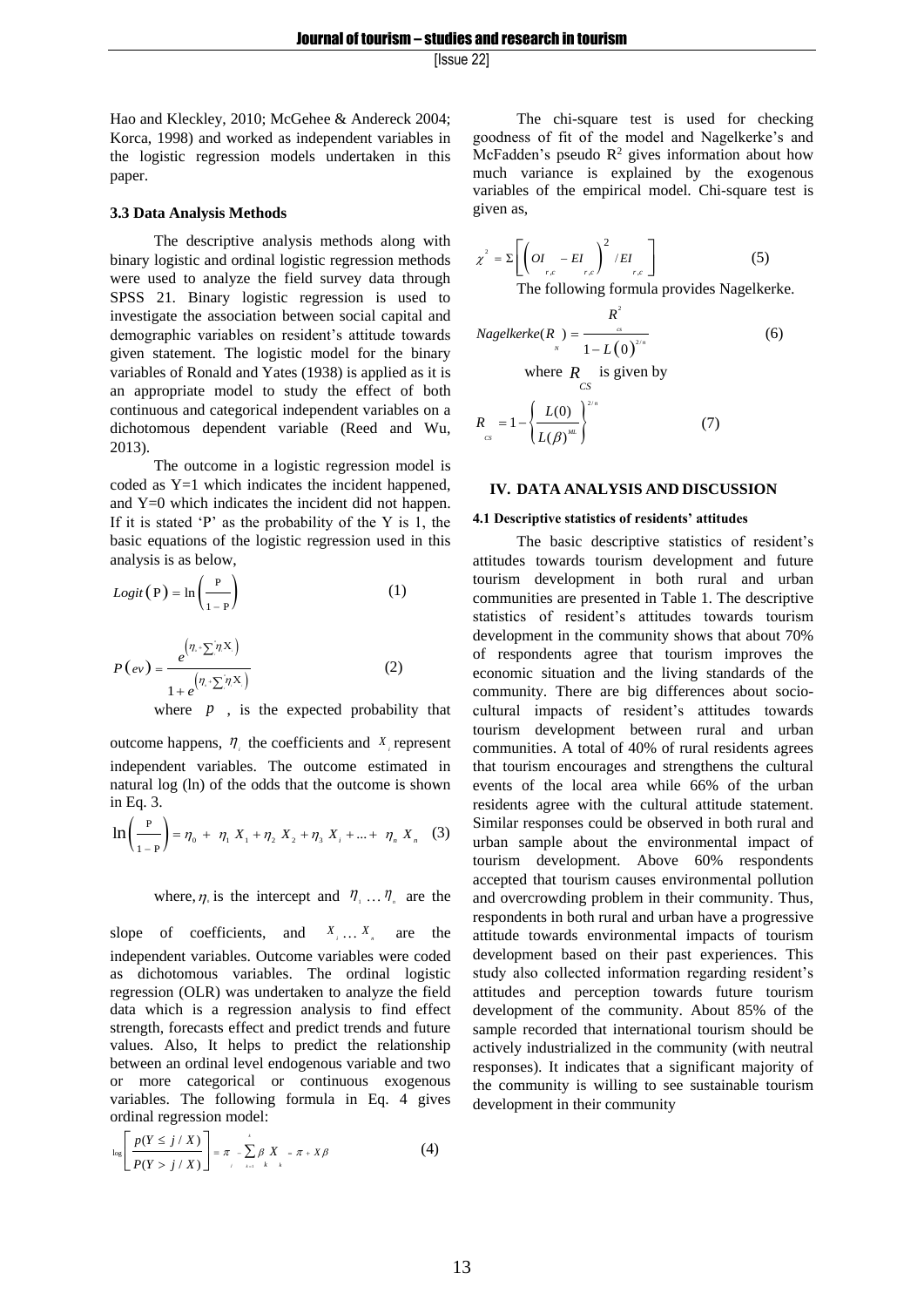Hao and Kleckley, 2010; McGehee & Andereck 2004; Korca, 1998) and worked as independent variables in the logistic regression models undertaken in this paper.

### 3.3 Data Analysis Methods

The descriptive analysis methods along with binary logistic and ordinal logistic regression methods were used to analyze the field survey data through SPSS 21. Binary logistic regression is used to investigate the association between social capital and demographic variables on resident's attitude towards given statement. The logistic model for the binary variables of Ronald and Yates (1938) is applied as it is an appropriate model to study the effect of both continuous and categorical independent variables on a dichotomous dependent variable (Reed and Wu, 2013).

The outcome in a logistic regression model is coded as Y=1 which indicates the incident happened, and Y=0 which indicates the incident did not happen. If it is stated 'P' as the probability of the Y is 1, the basic equations of the logistic regression used in this analysis is as below,

$$Logit(\mathrm{P}) = \ln\left(\frac{\mathrm{P}}{1-\mathrm{P}}\right) \quad (1)$$

$$P(ev) = \frac{e^{\left(\eta_0 + \sum \eta_i X_i\right)}}{1 + e^{\left(\eta_0 + \sum \eta_i X_i\right)}} \quad (2)$$

where $p$, is the expected probability that outcome happens, $\eta_i$ the coefficients and $X_i$ represent independent variables. The outcome estimated in natural log (ln) of the odds that the outcome is shown in Eq. 3.

$$\ln\left(\frac{\mathrm{P}}{1-\mathrm{P}}\right) = \eta_0 + \eta_1 X_1 + \eta_2 X_2 + \eta_3 X_i + ... + \eta_n X_n \quad (3)$$

where, $\eta_i$ is the intercept and $\eta_i \dots \eta_n$ are the slope of coefficients, and $X_i \dots X_n$ are the independent variables. Outcome variables were coded as dichotomous variables. The ordinal logistic regression (OLR) was undertaken to analyze the field data which is a regression analysis to find effect strength, forecasts effect and predict trends and future values. Also, It helps to predict the relationship between an ordinal level endogenous variable and two or more categorical or continuous exogenous variables. The following formula in Eq. 4 gives ordinal regression model:

$$\log\left[\frac{p(Y \le j / X)}{P(Y > j / X)}\right] = \pi_j - \sum_{k=1}^{k} \beta_k X_k = \pi + X\beta \quad (4)$$

The chi-square test is used for checking goodness of fit of the model and Nagelkerke's and McFadden's pseudo $R^2$ gives information about how much variance is explained by the exogenous variables of the empirical model. Chi-square test is given as,

$$\chi^2 = \Sigma\left[\left(OI_{r,c} - EI_{r,c}\right)^2 / EI_{r,c}\right] \quad (5)$$

The following formula provides Nagelkerke.

$$Nagelkerke(R_N) = \frac{R^2_{cs}}{1 - L(0)^{2/n}} \quad (6)$$

where $R_{CS}$ is given by

$$R_{CS} = 1 - \left\{\frac{L(0)}{L(\beta)^{ML}}\right\}^{2/n} \quad (7)$$

## IV. DATA ANALYSIS AND DISCUSSION

### 4.1 Descriptive statistics of residents' attitudes

The basic descriptive statistics of resident's attitudes towards tourism development and future tourism development in both rural and urban communities are presented in Table 1. The descriptive statistics of resident's attitudes towards tourism development in the community shows that about 70% of respondents agree that tourism improves the economic situation and the living standards of the community. There are big differences about socio-cultural impacts of resident's attitudes towards tourism development between rural and urban communities. A total of 40% of rural residents agrees that tourism encourages and strengthens the cultural events of the local area while 66% of the urban residents agree with the cultural attitude statement. Similar responses could be observed in both rural and urban sample about the environmental impact of tourism development. Above 60% respondents accepted that tourism causes environmental pollution and overcrowding problem in their community. Thus, respondents in both rural and urban have a progressive attitude towards environmental impacts of tourism development based on their past experiences. This study also collected information regarding resident's attitudes and perception towards future tourism development of the community. About 85% of the sample recorded that international tourism should be actively industrialized in the community (with neutral responses). It indicates that a significant majority of the community is willing to see sustainable tourism development in their community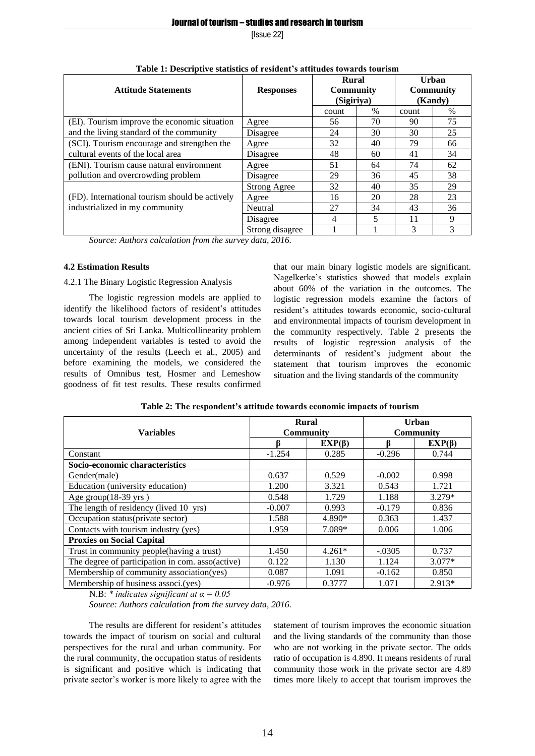**Table 1: Descriptive statistics of resident's attitudes towards tourism**

| Attitude Statements | Responses | Rural Community (Sigiriya) | | Urban Community (Kandy) | |
|---|---|---|---|---|---|
| | | count | % | count | % |
| (EI). Tourism improve the economic situation and the living standard of the community | Agree | 56 | 70 | 90 | 75 |
| | Disagree | 24 | 30 | 30 | 25 |
| (SCI). Tourism encourage and strengthen the cultural events of the local area | Agree | 32 | 40 | 79 | 66 |
| | Disagree | 48 | 60 | 41 | 34 |
| (ENI). Tourism cause natural environment pollution and overcrowding problem | Agree | 51 | 64 | 74 | 62 |
| | Disagree | 29 | 36 | 45 | 38 |
| (FD). International tourism should be actively industrialized in my community | Strong Agree | 32 | 40 | 35 | 29 |
| | Agree | 16 | 20 | 28 | 23 |
| | Neutral | 27 | 34 | 43 | 36 |
| | Disagree | 4 | 5 | 11 | 9 |
| | Strong disagree | 1 | 1 | 3 | 3 |

*Source: Authors calculation from the survey data, 2016.*

**4.2 Estimation Results**

4.2.1 The Binary Logistic Regression Analysis

The logistic regression models are applied to identify the likelihood factors of resident's attitudes towards local tourism development process in the ancient cities of Sri Lanka. Multicollinearity problem among independent variables is tested to avoid the uncertainty of the results (Leech et al., 2005) and before examining the models, we considered the results of Omnibus test, Hosmer and Lemeshow goodness of fit test results. These results confirmed that our main binary logistic models are significant. Nagelkerke's statistics showed that models explain about 60% of the variation in the outcomes. The logistic regression models examine the factors of resident's attitudes towards economic, socio-cultural and environmental impacts of tourism development in the community respectively. Table 2 presents the results of logistic regression analysis of the determinants of resident's judgment about the statement that tourism improves the economic situation and the living standards of the community

**Table 2: The respondent's attitude towards economic impacts of tourism**

| Variables | Rural Community | | Urban Community | |
|---|---|---|---|---|
| | β | EXP(β) | β | EXP(β) |
| Constant | -1.254 | 0.285 | -0.296 | 0.744 |
| **Socio-economic characteristics** | | | | |
| Gender(male) | 0.637 | 0.529 | -0.002 | 0.998 |
| Education (university education) | 1.200 | 3.321 | 0.543 | 1.721 |
| Age group(18-39 yrs ) | 0.548 | 1.729 | 1.188 | 3.279* |
| The length of residency (lived 10 yrs) | -0.007 | 0.993 | -0.179 | 0.836 |
| Occupation status(private sector) | 1.588 | 4.890* | 0.363 | 1.437 |
| Contacts with tourism industry (yes) | 1.959 | 7.089* | 0.006 | 1.006 |
| **Proxies on Social Capital** | | | | |
| Trust in community people(having a trust) | 1.450 | 4.261* | -.0305 | 0.737 |
| The degree of participation in com. asso(active) | 0.122 | 1.130 | 1.124 | 3.077* |
| Membership of community association(yes) | 0.087 | 1.091 | -0.162 | 0.850 |
| Membership of business associ.(yes) | -0.976 | 0.3777 | 1.071 | 2.913* |

N.B: * *indicates significant at $\alpha = 0.05$*

*Source: Authors calculation from the survey data, 2016.*

The results are different for resident's attitudes towards the impact of tourism on social and cultural perspectives for the rural and urban community. For the rural community, the occupation status of residents is significant and positive which is indicating that private sector's worker is more likely to agree with the statement of tourism improves the economic situation and the living standards of the community than those who are not working in the private sector. The odds ratio of occupation is 4.890. It means residents of rural community those work in the private sector are 4.89 times more likely to accept that tourism improves the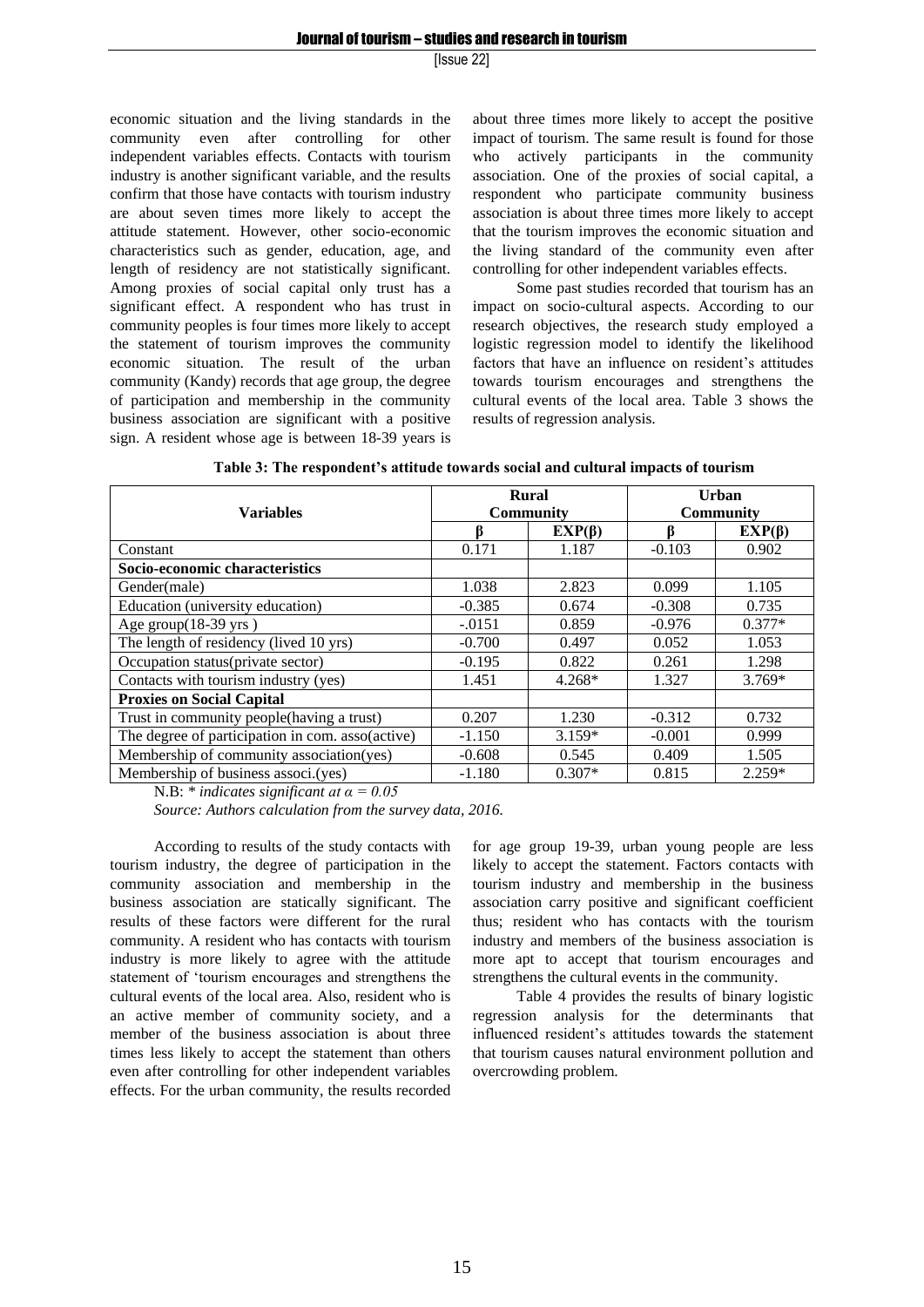economic situation and the living standards in the community even after controlling for other independent variables effects. Contacts with tourism industry is another significant variable, and the results confirm that those have contacts with tourism industry are about seven times more likely to accept the attitude statement. However, other socio-economic characteristics such as gender, education, age, and length of residency are not statistically significant. Among proxies of social capital only trust has a significant effect. A respondent who has trust in community peoples is four times more likely to accept the statement of tourism improves the community economic situation. The result of the urban community (Kandy) records that age group, the degree of participation and membership in the community business association are significant with a positive sign. A resident whose age is between 18-39 years is about three times more likely to accept the positive impact of tourism. The same result is found for those who actively participants in the community association. One of the proxies of social capital, a respondent who participate community business association is about three times more likely to accept that the tourism improves the economic situation and the living standard of the community even after controlling for other independent variables effects.

Some past studies recorded that tourism has an impact on socio-cultural aspects. According to our research objectives, the research study employed a logistic regression model to identify the likelihood factors that have an influence on resident's attitudes towards tourism encourages and strengthens the cultural events of the local area. Table 3 shows the results of regression analysis.

**Table 3: The respondent's attitude towards social and cultural impacts of tourism**

| Variables | Rural Community | | Urban Community | |
|---|---|---|---|---|
| | β | EXP(β) | β | EXP(β) |
| Constant | 0.171 | 1.187 | -0.103 | 0.902 |
| **Socio-economic characteristics** | | | | |
| Gender(male) | 1.038 | 2.823 | 0.099 | 1.105 |
| Education (university education) | -0.385 | 0.674 | -0.308 | 0.735 |
| Age group(18-39 yrs ) | -.0151 | 0.859 | -0.976 | 0.377* |
| The length of residency (lived 10 yrs) | -0.700 | 0.497 | 0.052 | 1.053 |
| Occupation status(private sector) | -0.195 | 0.822 | 0.261 | 1.298 |
| Contacts with tourism industry (yes) | 1.451 | 4.268* | 1.327 | 3.769* |
| **Proxies on Social Capital** | | | | |
| Trust in community people(having a trust) | 0.207 | 1.230 | -0.312 | 0.732 |
| The degree of participation in com. asso(active) | -1.150 | 3.159* | -0.001 | 0.999 |
| Membership of community association(yes) | -0.608 | 0.545 | 0.409 | 1.505 |
| Membership of business associ.(yes) | -1.180 | 0.307* | 0.815 | 2.259* |

N.B: * *indicates significant at α = 0.05*

*Source: Authors calculation from the survey data, 2016.*

According to results of the study contacts with tourism industry, the degree of participation in the community association and membership in the business association are statically significant. The results of these factors were different for the rural community. A resident who has contacts with tourism industry is more likely to agree with the attitude statement of 'tourism encourages and strengthens the cultural events of the local area. Also, resident who is an active member of community society, and a member of the business association is about three times less likely to accept the statement than others even after controlling for other independent variables effects. For the urban community, the results recorded for age group 19-39, urban young people are less likely to accept the statement. Factors contacts with tourism industry and membership in the business association carry positive and significant coefficient thus; resident who has contacts with the tourism industry and members of the business association is more apt to accept that tourism encourages and strengthens the cultural events in the community.

Table 4 provides the results of binary logistic regression analysis for the determinants that influenced resident's attitudes towards the statement that tourism causes natural environment pollution and overcrowding problem.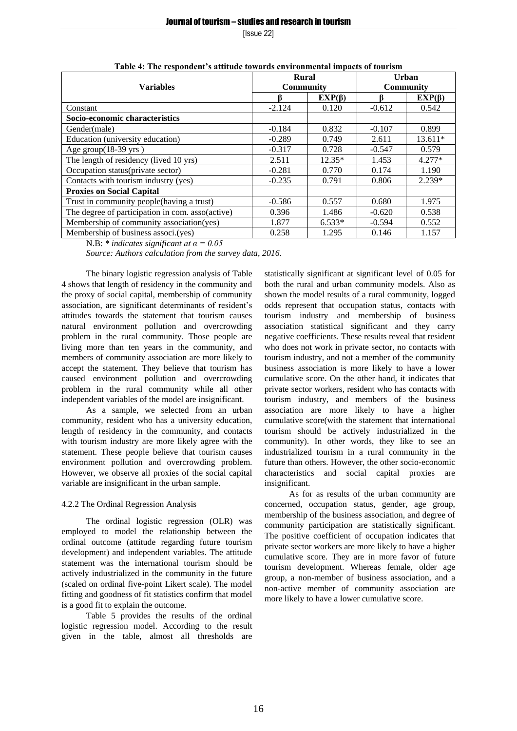**Table 4: The respondent's attitude towards environmental impacts of tourism**

| Variables | Rural Community | | Urban Community | |
|---|---|---|---|---|
| | β | EXP(β) | β | EXP(β) |
| Constant | -2.124 | 0.120 | -0.612 | 0.542 |
| **Socio-economic characteristics** | | | | |
| Gender(male) | -0.184 | 0.832 | -0.107 | 0.899 |
| Education (university education) | -0.289 | 0.749 | 2.611 | 13.611* |
| Age group(18-39 yrs ) | -0.317 | 0.728 | -0.547 | 0.579 |
| The length of residency (lived 10 yrs) | 2.511 | 12.35* | 1.453 | 4.277* |
| Occupation status(private sector) | -0.281 | 0.770 | 0.174 | 1.190 |
| Contacts with tourism industry (yes) | -0.235 | 0.791 | 0.806 | 2.239* |
| **Proxies on Social Capital** | | | | |
| Trust in community people(having a trust) | -0.586 | 0.557 | 0.680 | 1.975 |
| The degree of participation in com. asso(active) | 0.396 | 1.486 | -0.620 | 0.538 |
| Membership of community association(yes) | 1.877 | 6.533* | -0.594 | 0.552 |
| Membership of business associ.(yes) | 0.258 | 1.295 | 0.146 | 1.157 |

N.B: *\* indicates significant at $\alpha = 0.05$*

*Source: Authors calculation from the survey data, 2016.*

The binary logistic regression analysis of Table 4 shows that length of residency in the community and the proxy of social capital, membership of community association, are significant determinants of resident's attitudes towards the statement that tourism causes natural environment pollution and overcrowding problem in the rural community. Those people are living more than ten years in the community, and members of community association are more likely to accept the statement. They believe that tourism has caused environment pollution and overcrowding problem in the rural community while all other independent variables of the model are insignificant.

As a sample, we selected from an urban community, resident who has a university education, length of residency in the community, and contacts with tourism industry are more likely agree with the statement. These people believe that tourism causes environment pollution and overcrowding problem. However, we observe all proxies of the social capital variable are insignificant in the urban sample.

4.2.2 The Ordinal Regression Analysis

The ordinal logistic regression (OLR) was employed to model the relationship between the ordinal outcome (attitude regarding future tourism development) and independent variables. The attitude statement was the international tourism should be actively industrialized in the community in the future (scaled on ordinal five-point Likert scale). The model fitting and goodness of fit statistics confirm that model is a good fit to explain the outcome.

Table 5 provides the results of the ordinal logistic regression model. According to the result given in the table, almost all thresholds are statistically significant at significant level of 0.05 for both the rural and urban community models. Also as shown the model results of a rural community, logged odds represent that occupation status, contacts with tourism industry and membership of business association statistical significant and they carry negative coefficients. These results reveal that resident who does not work in private sector, no contacts with tourism industry, and not a member of the community business association is more likely to have a lower cumulative score. On the other hand, it indicates that private sector workers, resident who has contacts with tourism industry, and members of the business association are more likely to have a higher cumulative score(with the statement that international tourism should be actively industrialized in the community). In other words, they like to see an industrialized tourism in a rural community in the future than others. However, the other socio-economic characteristics and social capital proxies are insignificant.

As for as results of the urban community are concerned, occupation status, gender, age group, membership of the business association, and degree of community participation are statistically significant. The positive coefficient of occupation indicates that private sector workers are more likely to have a higher cumulative score. They are in more favor of future tourism development. Whereas female, older age group, a non-member of business association, and a non-active member of community association are more likely to have a lower cumulative score.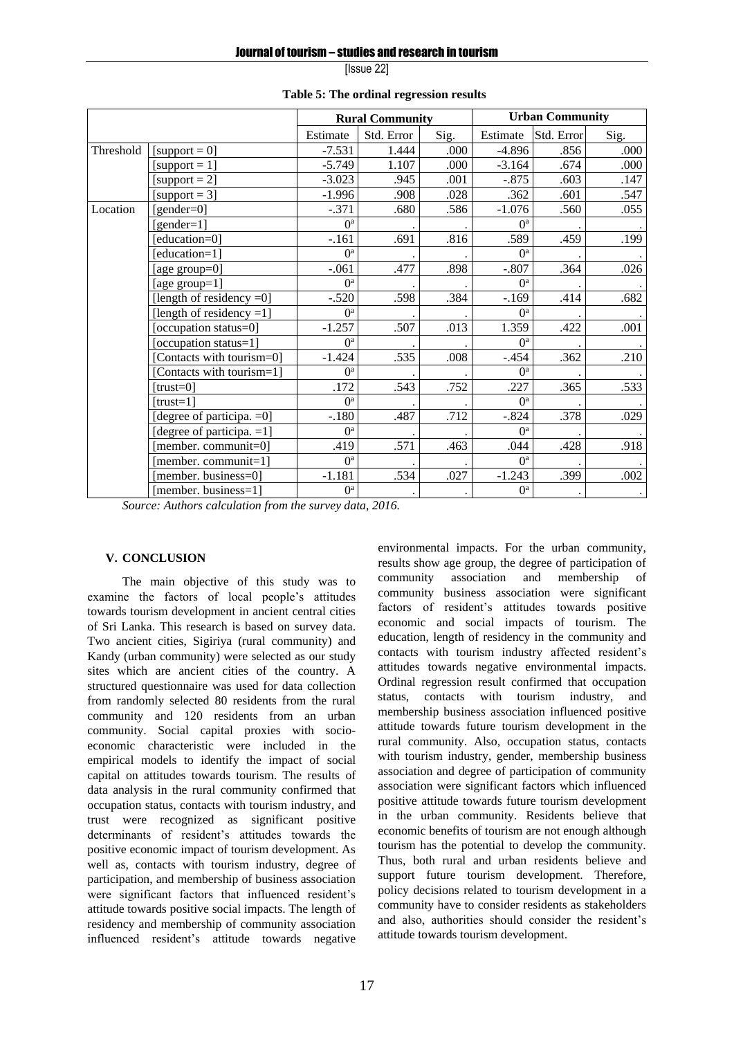**Table 5: The ordinal regression results**

| | | Rural Community | | | Urban Community | | |
|---|---|---|---|---|---|---|---|
| | | Estimate | Std. Error | Sig. | Estimate | Std. Error | Sig. |
| Threshold | [support = 0] | -7.531 | 1.444 | .000 | -4.896 | .856 | .000 |
| | [support = 1] | -5.749 | 1.107 | .000 | -3.164 | .674 | .000 |
| | [support = 2] | -3.023 | .945 | .001 | -.875 | .603 | .147 |
| | [support = 3] | -1.996 | .908 | .028 | .362 | .601 | .547 |
| Location | [gender=0] | -.371 | .680 | .586 | -1.076 | .560 | .055 |
| | [gender=1] | 0[a] | . | . | 0[a] | . | . |
| | [education=0] | -.161 | .691 | .816 | .589 | .459 | .199 |
| | [education=1] | 0[a] | . | . | 0[a] | . | . |
| | [age group=0] | -.061 | .477 | .898 | -.807 | .364 | .026 |
| | [age group=1] | 0[a] | . | . | 0[a] | . | . |
| | [length of residency =0] | -.520 | .598 | .384 | -.169 | .414 | .682 |
| | [length of residency =1] | 0[a] | . | . | 0[a] | . | . |
| | [occupation status=0] | -1.257 | .507 | .013 | 1.359 | .422 | .001 |
| | [occupation status=1] | 0[a] | . | . | 0[a] | . | . |
| | [Contacts with tourism=0] | -1.424 | .535 | .008 | -.454 | .362 | .210 |
| | [Contacts with tourism=1] | 0[a] | . | . | 0[a] | . | . |
| | [trust=0] | .172 | .543 | .752 | .227 | .365 | .533 |
| | [trust=1] | 0[a] | . | . | 0[a] | . | . |
| | [degree of participa. =0] | -.180 | .487 | .712 | -.824 | .378 | .029 |
| | [degree of participa. =1] | 0[a] | . | . | 0[a] | . | . |
| | [member. communit=0] | .419 | .571 | .463 | .044 | .428 | .918 |
| | [member. communit=1] | 0[a] | . | . | 0[a] | . | . |
| | [member. business=0] | -1.181 | .534 | .027 | -1.243 | .399 | .002 |
| | [member. business=1] | 0[a] | . | . | 0[a] | . | . |

*Source: Authors calculation from the survey data, 2016.*

## V. CONCLUSION

The main objective of this study was to examine the factors of local people's attitudes towards tourism development in ancient central cities of Sri Lanka. This research is based on survey data. Two ancient cities, Sigiriya (rural community) and Kandy (urban community) were selected as our study sites which are ancient cities of the country. A structured questionnaire was used for data collection from randomly selected 80 residents from the rural community and 120 residents from an urban community. Social capital proxies with socio-economic characteristic were included in the empirical models to identify the impact of social capital on attitudes towards tourism. The results of data analysis in the rural community confirmed that occupation status, contacts with tourism industry, and trust were recognized as significant positive determinants of resident's attitudes towards the positive economic impact of tourism development. As well as, contacts with tourism industry, degree of participation, and membership of business association were significant factors that influenced resident's attitude towards positive social impacts. The length of residency and membership of community association influenced resident's attitude towards negative environmental impacts. For the urban community, results show age group, the degree of participation of community association and membership of community business association were significant factors of resident's attitudes towards positive economic and social impacts of tourism. The education, length of residency in the community and contacts with tourism industry affected resident's attitudes towards negative environmental impacts. Ordinal regression result confirmed that occupation status, contacts with tourism industry, and membership business association influenced positive attitude towards future tourism development in the rural community. Also, occupation status, contacts with tourism industry, gender, membership business association and degree of participation of community association were significant factors which influenced positive attitude towards future tourism development in the urban community. Residents believe that economic benefits of tourism are not enough although tourism has the potential to develop the community. Thus, both rural and urban residents believe and support future tourism development. Therefore, policy decisions related to tourism development in a community have to consider residents as stakeholders and also, authorities should consider the resident's attitude towards tourism development.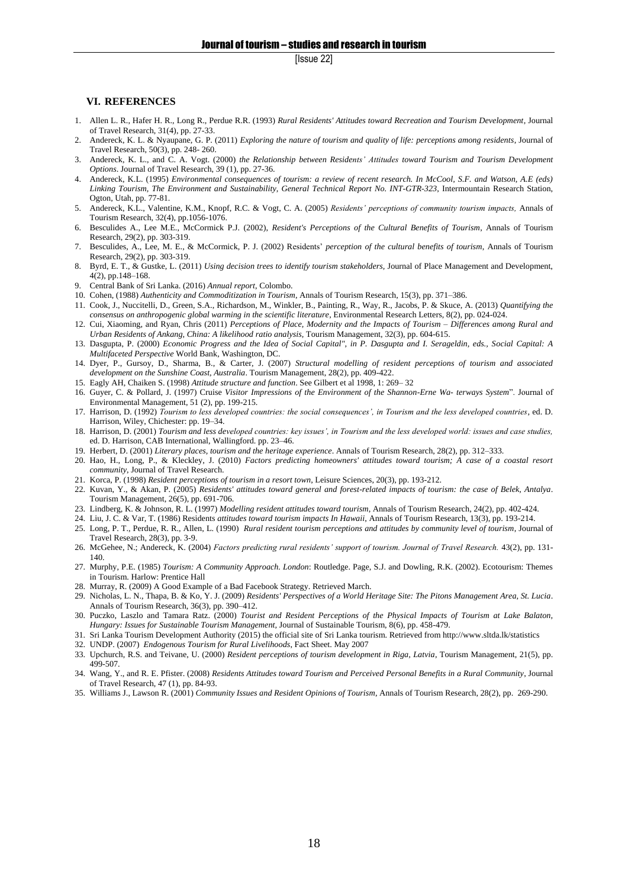## VI. REFERENCES

1. Allen L. R., Hafer H. R., Long R., Perdue R.R. (1993) *Rural Residents' Attitudes toward Recreation and Tourism Development*, Journal of Travel Research, 31(4), pp. 27-33.
2. Andereck, K. L. & Nyaupane, G. P. (2011) *Exploring the nature of tourism and quality of life: perceptions among residents*, Journal of Travel Research, 50(3), pp. 248- 260.
3. Andereck, K. L., and C. A. Vogt. (2000) *the Relationship between Residents' Attitudes toward Tourism and Tourism Development Options*. Journal of Travel Research, 39 (1), pp. 27-36.
4. Andereck, K.L. (1995) *Environmental consequences of tourism: a review of recent research. In McCool, S.F. and Watson, A.E (eds) Linking Tourism, The Environment and Sustainability, General Technical Report No. INT-GTR-323*, Intermountain Research Station, Ogton, Utah, pp. 77-81.
5. Andereck, K.L., Valentine, K.M., Knopf, R.C. & Vogt, C. A. (2005) *Residents' perceptions of community tourism impacts,* Annals of Tourism Research, 32(4), pp.1056-1076.
6. Besculides A., Lee M.E., McCormick P.J. (2002), *Resident's Perceptions of the Cultural Benefits of Tourism*, Annals of Tourism Research, 29(2), pp. 303-319.
7. Besculides, A., Lee, M. E., & McCormick, P. J. (2002) Residents' *perception of the cultural benefits of tourism*, Annals of Tourism Research, 29(2), pp. 303-319.
8. Byrd, E. T., & Gustke, L. (2011) *Using decision trees to identify tourism stakeholders,* Journal of Place Management and Development, 4(2), pp.148–168.
9. Central Bank of Sri Lanka. (2016) *Annual report*, Colombo.
10. Cohen, (1988) *Authenticity and Commoditization in Tourism*, Annals of Tourism Research, 15(3), pp. 371–386.
11. Cook, J., Nuccitelli, D., Green, S.A., Richardson, M., Winkler, B., Painting, R., Way, R., Jacobs, P. & Skuce, A. (2013) *Quantifying the consensus on anthropogenic global warming in the scientific literature*, Environmental Research Letters, 8(2), pp. 024-024.
12. Cui, Xiaoming, and Ryan, Chris (2011) *Perceptions of Place, Modernity and the Impacts of Tourism – Differences among Rural and Urban Residents of Ankang, China: A likelihood ratio analysis,* Tourism Management, 32(3), pp. 604-615.
13. Dasgupta, P. (2000) *Economic Progress and the Idea of Social Capital", in P. Dasgupta and I. Serageldin, eds., Social Capital: A Multifaceted Perspective* World Bank, Washington, DC.
14. Dyer, P., Gursoy, D., Sharma, B., & Carter, J. (2007) *Structural modelling of resident perceptions of tourism and associated development on the Sunshine Coast, Australia*. Tourism Management, 28(2), pp. 409-422.
15. Eagly AH, Chaiken S. (1998) *Attitude structure and function*. See Gilbert et al 1998, 1: 269– 32
16. Guyer, C. & Pollard, J. (1997) Cruise *Visitor Impressions of the Environment of the Shannon-Erne Wa- terways System*". Journal of Environmental Management, 51 (2), pp. 199-215.
17. Harrison, D. (1992) *Tourism to less developed countries: the social consequences', in Tourism and the less developed countries*, ed. D. Harrison, Wiley, Chichester: pp. 19–34.
18. Harrison, D. (2001) *Tourism and less developed countries: key issues', in Tourism and the less developed world: issues and case studies,* ed. D. Harrison, CAB International, Wallingford. pp. 23–46.
19. Herbert, D. (2001) *Literary places, tourism and the heritage experience*. Annals of Tourism Research, 28(2), pp. 312–333.
20. Hao, H., Long, P., & Kleckley, J. (2010) *Factors predicting homeowners' attitudes toward tourism; A case of a coastal resort community,* Journal of Travel Research.
21. Korca, P. (1998) *Resident perceptions of tourism in a resort town*, Leisure Sciences, 20(3), pp. 193-212.
22. Kuvan, Y., & Akan, P. (2005) *Residents' attitudes toward general and forest-related impacts of tourism: the case of Belek, Antalya*. Tourism Management, 26(5), pp. 691-706.
23. Lindberg, K. & Johnson, R. L. (1997) *Modelling resident attitudes toward tourism,* Annals of Tourism Research, 24(2), pp. 402-424.
24. Liu, J. C. & Var, T. (1986) Residents *attitudes toward tourism impacts In Hawaii*, Annals of Tourism Research, 13(3), pp. 193-214.
25. Long, P. T., Perdue, R. R., Allen, L. (1990) *Rural resident tourism perceptions and attitudes by community level of tourism*, Journal of Travel Research, 28(3), pp. 3-9.
26. McGehee, N.; Andereck, K. (2004) *Factors predicting rural residents' support of tourism. Journal of Travel Research.* 43(2), pp. 131-140.
27. Murphy, P.E. (1985) *Tourism: A Community Approach. London*: Routledge. Page, S.J. and Dowling, R.K. (2002). Ecotourism: Themes in Tourism. Harlow: Prentice Hall
28. Murray, R. (2009) A Good Example of a Bad Facebook Strategy. Retrieved March.
29. Nicholas, L. N., Thapa, B. & Ko, Y. J. (2009) *Residents' Perspectives of a World Heritage Site: The Pitons Management Area, St. Lucia*. Annals of Tourism Research, 36(3), pp. 390–412.
30. Puczko, Laszlo and Tamara Ratz. (2000) *Tourist and Resident Perceptions of the Physical Impacts of Tourism at Lake Balaton, Hungary: Issues for Sustainable Tourism Management,* Journal of Sustainable Tourism, 8(6), pp. 458-479.
31. Sri Lanka Tourism Development Authority (2015) the official site of Sri Lanka tourism. Retrieved from http://www.sltda.lk/statistics
32. UNDP. (2007) *Endogenous Tourism for Rural Livelihoods*, Fact Sheet. May 2007
33. Upchurch, R.S. and Teivane, U. (2000) *Resident perceptions of tourism development in Riga, Latvia*, Tourism Management, 21(5), pp. 499-507.
34. Wang, Y., and R. E. Pfister. (2008) *Residents Attitudes toward Tourism and Perceived Personal Benefits in a Rural Community*, Journal of Travel Research, 47 (1), pp. 84-93.
35. Williams J., Lawson R. (2001) *Community Issues and Resident Opinions of Tourism*, Annals of Tourism Research, 28(2), pp. 269-290.